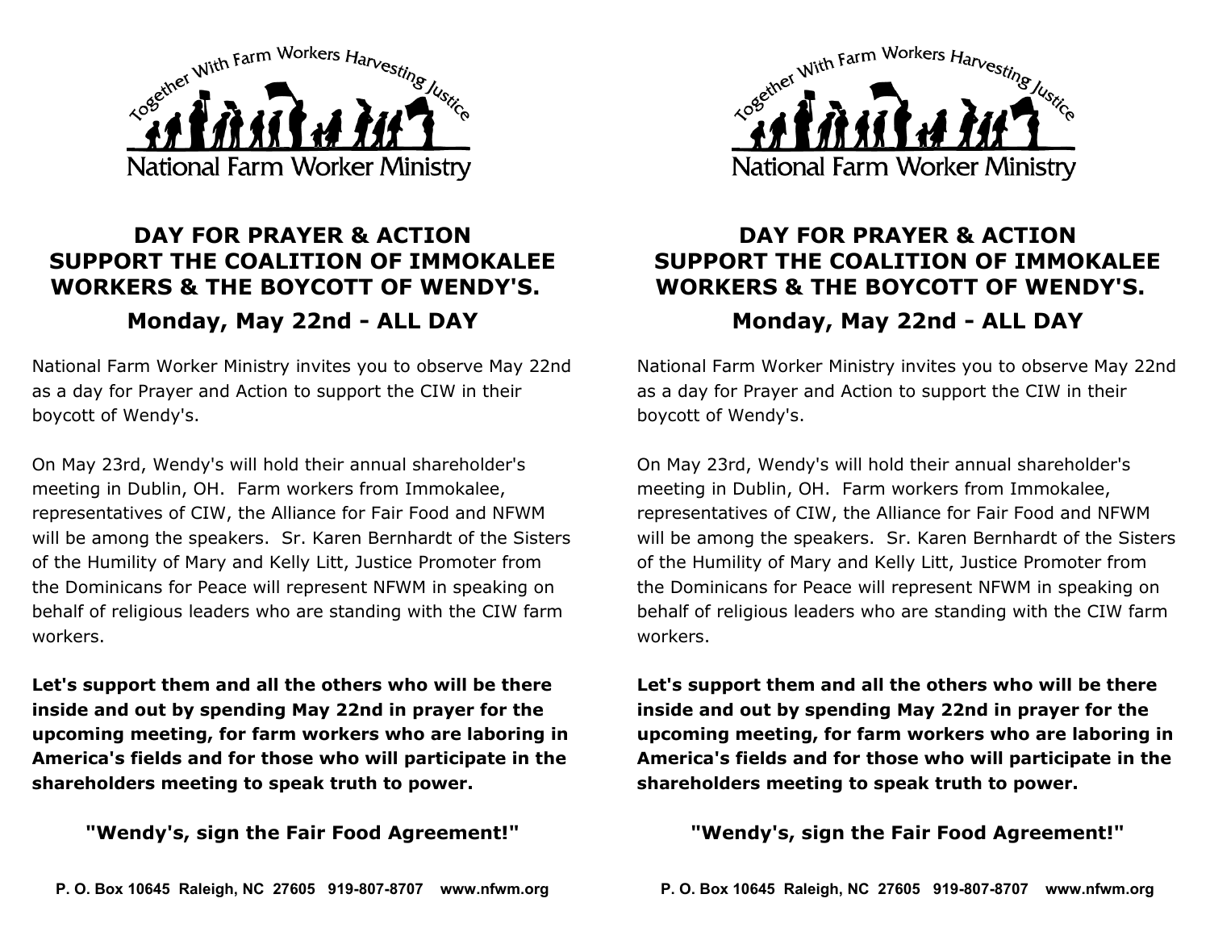Together With Farm Workers Harvesting Justice

National Farm Worker Ministry

## DAY FOR PRAYER & ACTION SUPPORT THE COALITION OF IMMOKALEE WORKERS & THE BOYCOTT OF WENDY'S.

### Monday, May 22nd - ALL DAY

National Farm Worker Ministry invites you to observe May 22nd as a day for Prayer and Action to support the CIW in their boycott of Wendy's.

On May 23rd, Wendy's will hold their annual shareholder's meeting in Dublin, OH. Farm workers from Immokalee, representatives of CIW, the Alliance for Fair Food and NFWM will be among the speakers. Sr. Karen Bernhardt of the Sisters of the Humility of Mary and Kelly Litt, Justice Promoter from the Dominicans for Peace will represent NFWM in speaking on behalf of religious leaders who are standing with the CIW farm workers.

**Let's support them and all the others who will be there inside and out by spending May 22nd in prayer for the upcoming meeting, for farm workers who are laboring in America's fields and for those who will participate in the shareholders meeting to speak truth to power.**

**"Wendy's, sign the Fair Food Agreement!"**

**P. O. Box 10645 Raleigh, NC 27605 919-807-8707 www.nfwm.org**

Together With Farm Workers Harvesting Justice

National Farm Worker Ministry

## DAY FOR PRAYER & ACTION SUPPORT THE COALITION OF IMMOKALEE WORKERS & THE BOYCOTT OF WENDY'S.

### Monday, May 22nd - ALL DAY

National Farm Worker Ministry invites you to observe May 22nd as a day for Prayer and Action to support the CIW in their boycott of Wendy's.

On May 23rd, Wendy's will hold their annual shareholder's meeting in Dublin, OH. Farm workers from Immokalee, representatives of CIW, the Alliance for Fair Food and NFWM will be among the speakers. Sr. Karen Bernhardt of the Sisters of the Humility of Mary and Kelly Litt, Justice Promoter from the Dominicans for Peace will represent NFWM in speaking on behalf of religious leaders who are standing with the CIW farm workers.

**Let's support them and all the others who will be there inside and out by spending May 22nd in prayer for the upcoming meeting, for farm workers who are laboring in America's fields and for those who will participate in the shareholders meeting to speak truth to power.**

**"Wendy's, sign the Fair Food Agreement!"**

**P. O. Box 10645 Raleigh, NC 27605 919-807-8707 www.nfwm.org**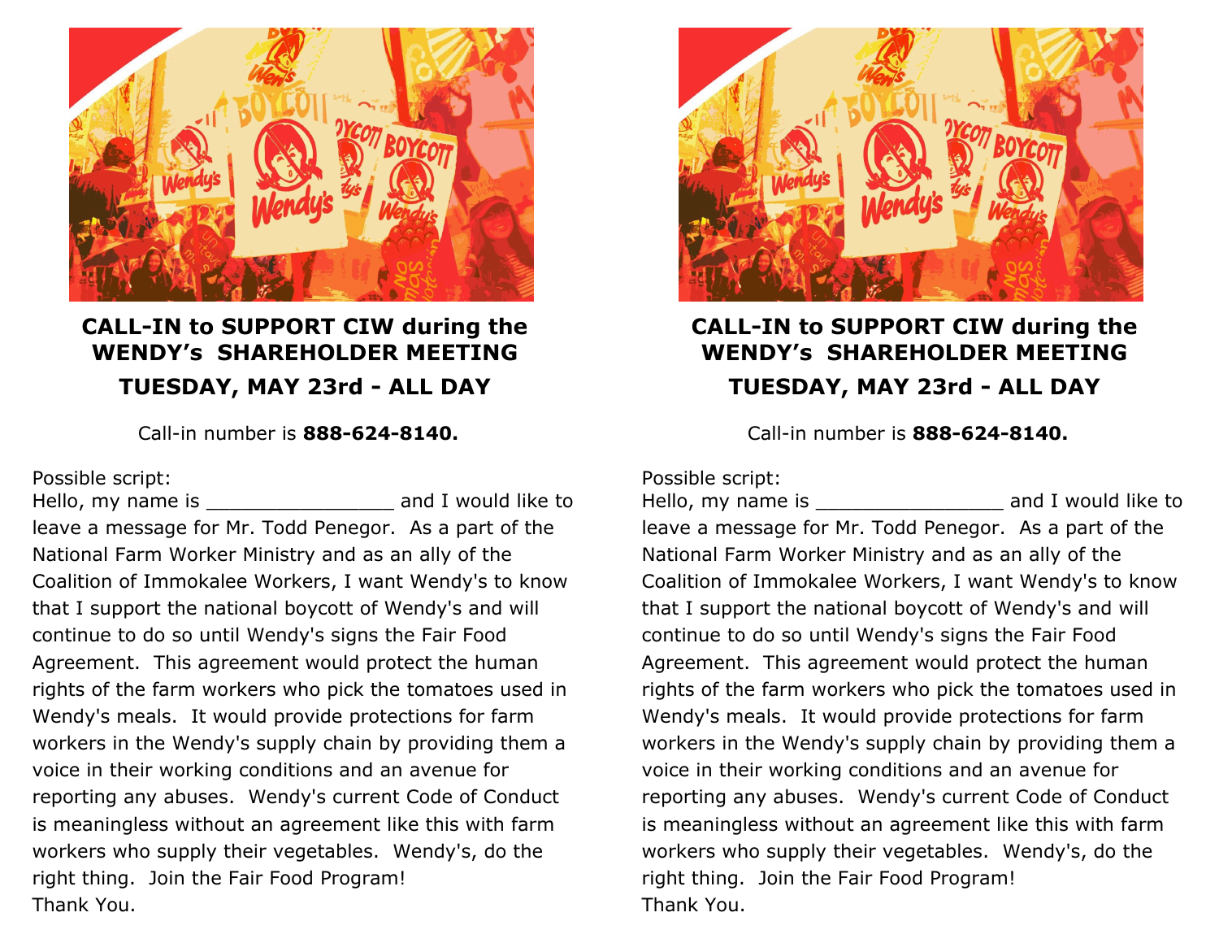**CALL-IN to SUPPORT CIW during the WENDY's SHAREHOLDER MEETING**

**TUESDAY, MAY 23rd - ALL DAY**

Call-in number is **888-624-8140.**

Possible script:
Hello, my name is ________________ and I would like to leave a message for Mr. Todd Penegor. As a part of the National Farm Worker Ministry and as an ally of the Coalition of Immokalee Workers, I want Wendy's to know that I support the national boycott of Wendy's and will continue to do so until Wendy's signs the Fair Food Agreement. This agreement would protect the human rights of the farm workers who pick the tomatoes used in Wendy's meals. It would provide protections for farm workers in the Wendy's supply chain by providing them a voice in their working conditions and an avenue for reporting any abuses. Wendy's current Code of Conduct is meaningless without an agreement like this with farm workers who supply their vegetables. Wendy's, do the right thing. Join the Fair Food Program!
Thank You.

**CALL-IN to SUPPORT CIW during the WENDY's SHAREHOLDER MEETING**

**TUESDAY, MAY 23rd - ALL DAY**

Call-in number is **888-624-8140.**

Possible script:
Hello, my name is ________________ and I would like to leave a message for Mr. Todd Penegor. As a part of the National Farm Worker Ministry and as an ally of the Coalition of Immokalee Workers, I want Wendy's to know that I support the national boycott of Wendy's and will continue to do so until Wendy's signs the Fair Food Agreement. This agreement would protect the human rights of the farm workers who pick the tomatoes used in Wendy's meals. It would provide protections for farm workers in the Wendy's supply chain by providing them a voice in their working conditions and an avenue for reporting any abuses. Wendy's current Code of Conduct is meaningless without an agreement like this with farm workers who supply their vegetables. Wendy's, do the right thing. Join the Fair Food Program!
Thank You.